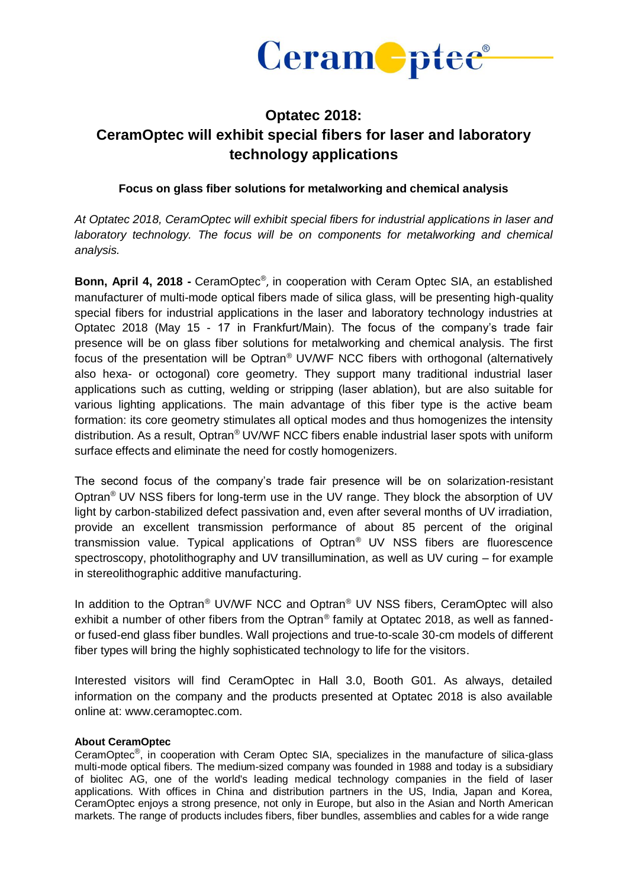# Optatec 2018:
# CeramOptec will exhibit special fibers for laser and laboratory technology applications

### Focus on glass fiber solutions for metalworking and chemical analysis

*At Optatec 2018, CeramOptec will exhibit special fibers for industrial applications in laser and laboratory technology. The focus will be on components for metalworking and chemical analysis.*

**Bonn, April 4, 2018 -** CeramOptec®, in cooperation with Ceram Optec SIA, an established manufacturer of multi-mode optical fibers made of silica glass, will be presenting high-quality special fibers for industrial applications in the laser and laboratory technology industries at Optatec 2018 (May 15 - 17 in Frankfurt/Main). The focus of the company's trade fair presence will be on glass fiber solutions for metalworking and chemical analysis. The first focus of the presentation will be Optran® UV/WF NCC fibers with orthogonal (alternatively also hexa- or octogonal) core geometry. They support many traditional industrial laser applications such as cutting, welding or stripping (laser ablation), but are also suitable for various lighting applications. The main advantage of this fiber type is the active beam formation: its core geometry stimulates all optical modes and thus homogenizes the intensity distribution. As a result, Optran® UV/WF NCC fibers enable industrial laser spots with uniform surface effects and eliminate the need for costly homogenizers.

The second focus of the company's trade fair presence will be on solarization-resistant Optran® UV NSS fibers for long-term use in the UV range. They block the absorption of UV light by carbon-stabilized defect passivation and, even after several months of UV irradiation, provide an excellent transmission performance of about 85 percent of the original transmission value. Typical applications of Optran® UV NSS fibers are fluorescence spectroscopy, photolithography and UV transillumination, as well as UV curing – for example in stereolithographic additive manufacturing.

In addition to the Optran® UV/WF NCC and Optran® UV NSS fibers, CeramOptec will also exhibit a number of other fibers from the Optran® family at Optatec 2018, as well as fanned- or fused-end glass fiber bundles. Wall projections and true-to-scale 30-cm models of different fiber types will bring the highly sophisticated technology to life for the visitors.

Interested visitors will find CeramOptec in Hall 3.0, Booth G01. As always, detailed information on the company and the products presented at Optatec 2018 is also available online at: www.ceramoptec.com.

**About CeramOptec**

CeramOptec®, in cooperation with Ceram Optec SIA, specializes in the manufacture of silica-glass multi-mode optical fibers. The medium-sized company was founded in 1988 and today is a subsidiary of biolitec AG, one of the world's leading medical technology companies in the field of laser applications. With offices in China and distribution partners in the US, India, Japan and Korea, CeramOptec enjoys a strong presence, not only in Europe, but also in the Asian and North American markets. The range of products includes fibers, fiber bundles, assemblies and cables for a wide range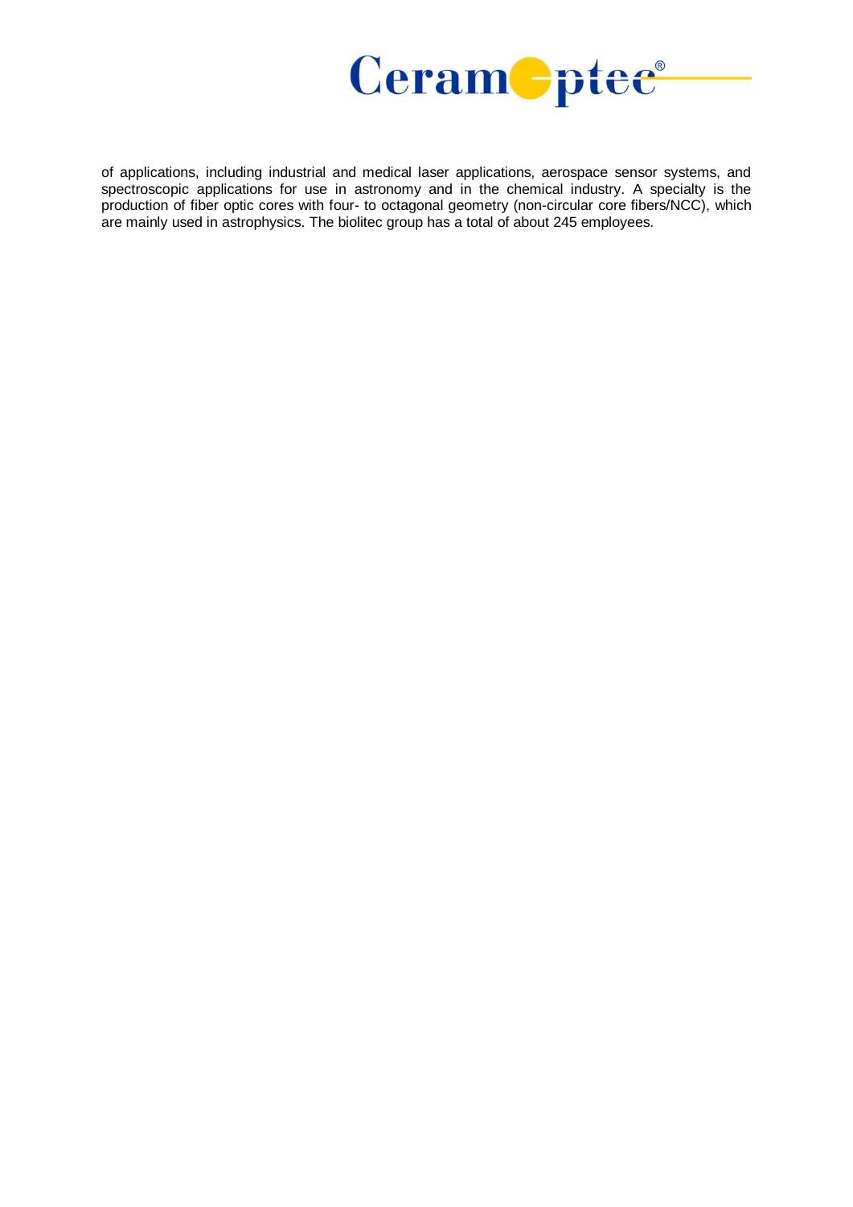of applications, including industrial and medical laser applications, aerospace sensor systems, and spectroscopic applications for use in astronomy and in the chemical industry. A specialty is the production of fiber optic cores with four- to octagonal geometry (non-circular core fibers/NCC), which are mainly used in astrophysics. The biolitec group has a total of about 245 employees.